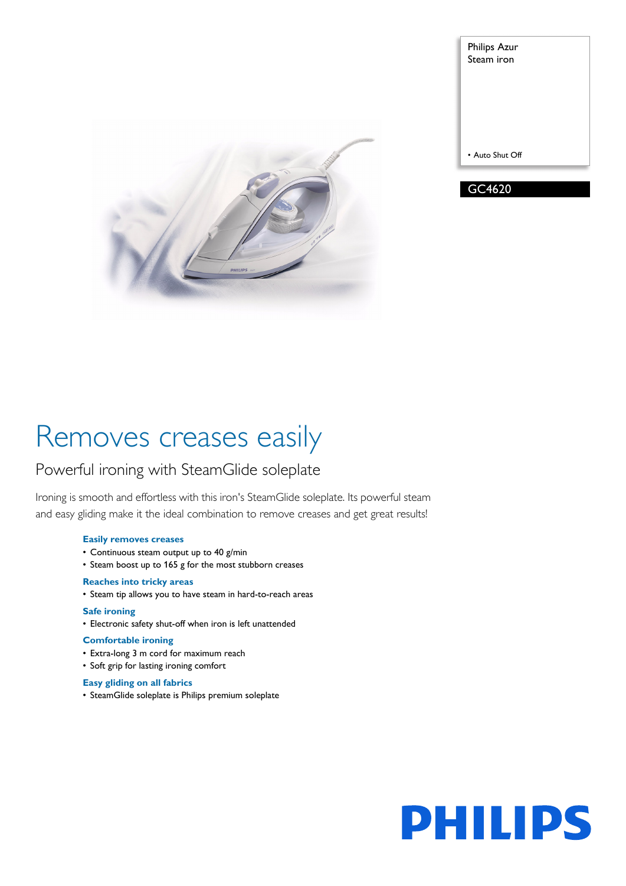Philips Azur
Steam iron

- Auto Shut Off

GC4620

# Removes creases easily

## Powerful ironing with SteamGlide soleplate

Ironing is smooth and effortless with this iron's SteamGlide soleplate. Its powerful steam and easy gliding make it the ideal combination to remove creases and get great results!

**Easily removes creases**
- Continuous steam output up to 40 g/min
- Steam boost up to 165 g for the most stubborn creases

**Reaches into tricky areas**
- Steam tip allows you to have steam in hard-to-reach areas

**Safe ironing**
- Electronic safety shut-off when iron is left unattended

**Comfortable ironing**
- Extra-long 3 m cord for maximum reach
- Soft grip for lasting ironing comfort

**Easy gliding on all fabrics**
- SteamGlide soleplate is Philips premium soleplate

PHILIPS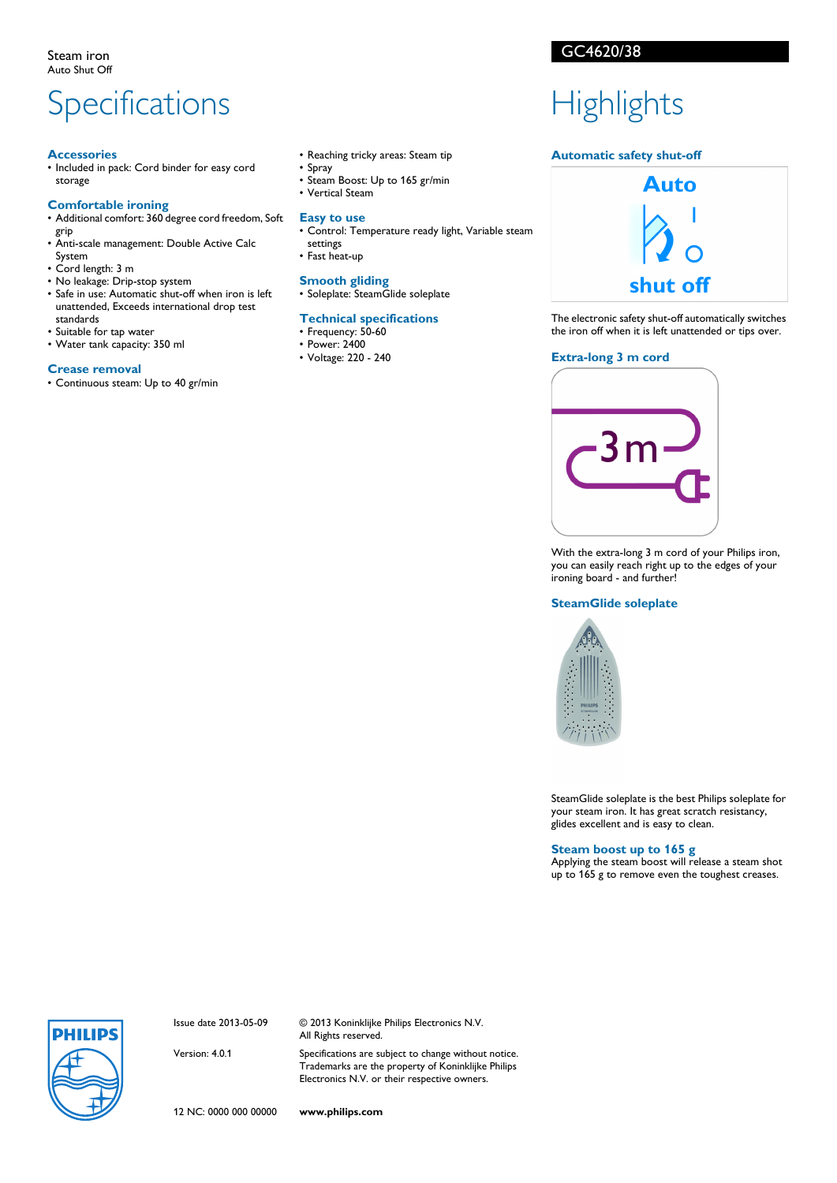Steam iron
Auto Shut Off

GC4620/38

# Specifications

## Accessories
- Included in pack: Cord binder for easy cord storage

## Comfortable ironing
- Additional comfort: 360 degree cord freedom, Soft grip
- Anti-scale management: Double Active Calc System
- Cord length: 3 m
- No leakage: Drip-stop system
- Safe in use: Automatic shut-off when iron is left unattended, Exceeds international drop test standards
- Suitable for tap water
- Water tank capacity: 350 ml

## Crease removal
- Continuous steam: Up to 40 gr/min
- Reaching tricky areas: Steam tip
- Spray
- Steam Boost: Up to 165 gr/min
- Vertical Steam

## Easy to use
- Control: Temperature ready light, Variable steam settings
- Fast heat-up

## Smooth gliding
- Soleplate: SteamGlide soleplate

## Technical specifications
- Frequency: 50-60
- Power: 2400
- Voltage: 220 - 240

# Highlights

## Automatic safety shut-off

Auto
shut off

The electronic safety shut-off automatically switches the iron off when it is left unattended or tips over.

## Extra-long 3 m cord

3 m

With the extra-long 3 m cord of your Philips iron, you can easily reach right up to the edges of your ironing board - and further!

## SteamGlide soleplate

SteamGlide soleplate is the best Philips soleplate for your steam iron. It has great scratch resistancy, glides excellent and is easy to clean.

## Steam boost up to 165 g

Applying the steam boost will release a steam shot up to 165 g to remove even the toughest creases.

Issue date 2013-05-09

Version: 4.0.1

12 NC: 0000 000 00000

© 2013 Koninklijke Philips Electronics N.V.
All Rights reserved.

Specifications are subject to change without notice. Trademarks are the property of Koninklijke Philips Electronics N.V. or their respective owners.

**www.philips.com**